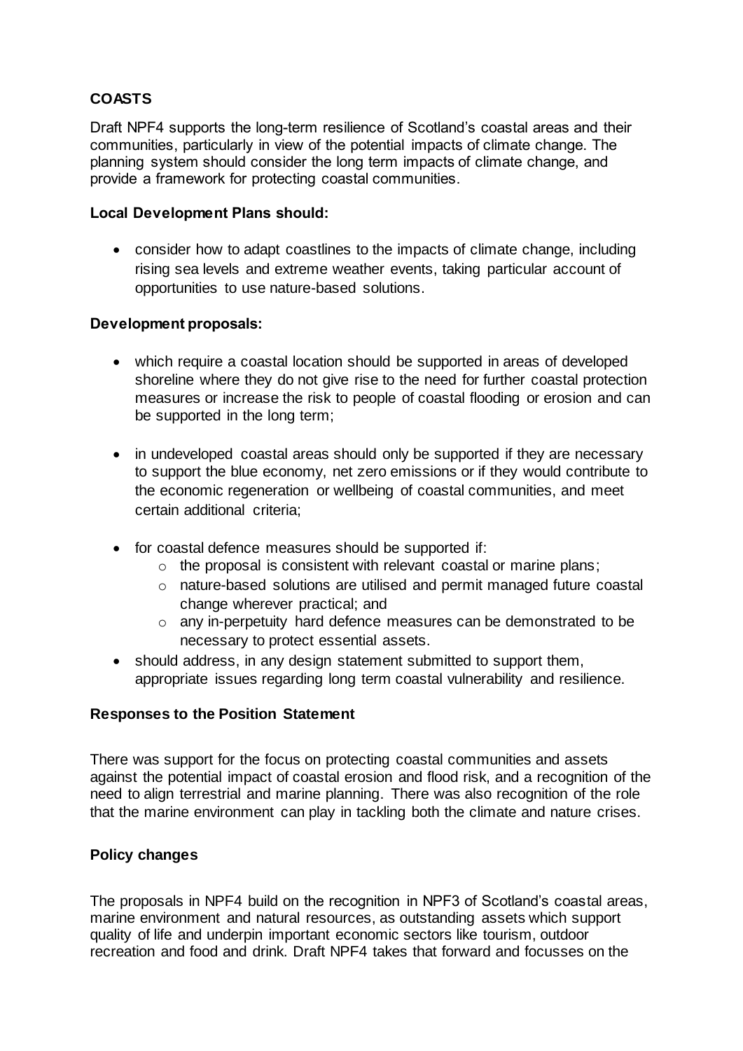## COASTS

Draft NPF4 supports the long-term resilience of Scotland's coastal areas and their communities, particularly in view of the potential impacts of climate change. The planning system should consider the long term impacts of climate change, and provide a framework for protecting coastal communities.

### Local Development Plans should:

- consider how to adapt coastlines to the impacts of climate change, including rising sea levels and extreme weather events, taking particular account of opportunities to use nature-based solutions.

### Development proposals:

- which require a coastal location should be supported in areas of developed shoreline where they do not give rise to the need for further coastal protection measures or increase the risk to people of coastal flooding or erosion and can be supported in the long term;
- in undeveloped coastal areas should only be supported if they are necessary to support the blue economy, net zero emissions or if they would contribute to the economic regeneration or wellbeing of coastal communities, and meet certain additional criteria;
- for coastal defence measures should be supported if:
  - the proposal is consistent with relevant coastal or marine plans;
  - nature-based solutions are utilised and permit managed future coastal change wherever practical; and
  - any in-perpetuity hard defence measures can be demonstrated to be necessary to protect essential assets.
- should address, in any design statement submitted to support them, appropriate issues regarding long term coastal vulnerability and resilience.

### Responses to the Position Statement

There was support for the focus on protecting coastal communities and assets against the potential impact of coastal erosion and flood risk, and a recognition of the need to align terrestrial and marine planning. There was also recognition of the role that the marine environment can play in tackling both the climate and nature crises.

### Policy changes

The proposals in NPF4 build on the recognition in NPF3 of Scotland's coastal areas, marine environment and natural resources, as outstanding assets which support quality of life and underpin important economic sectors like tourism, outdoor recreation and food and drink. Draft NPF4 takes that forward and focusses on the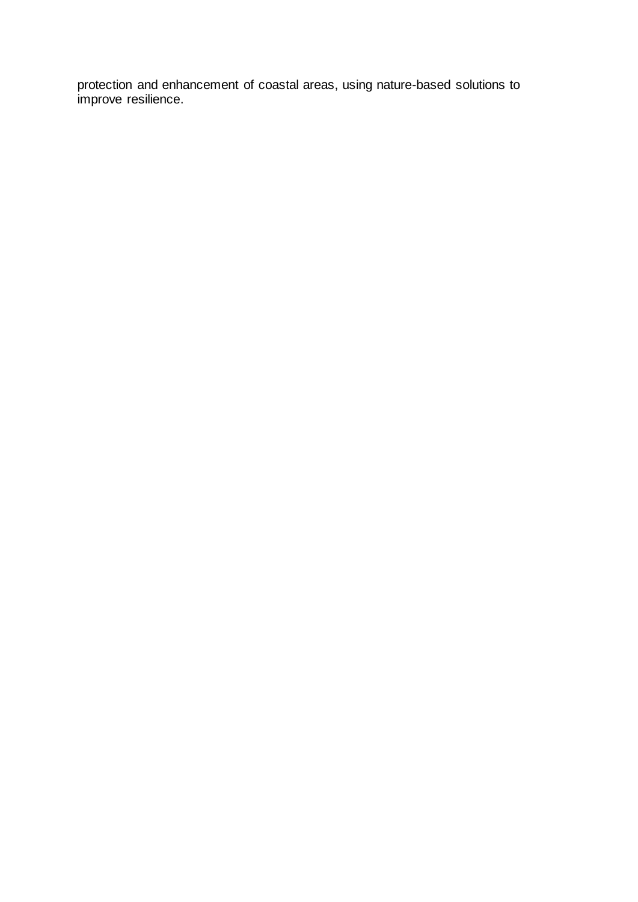protection and enhancement of coastal areas, using nature-based solutions to improve resilience.